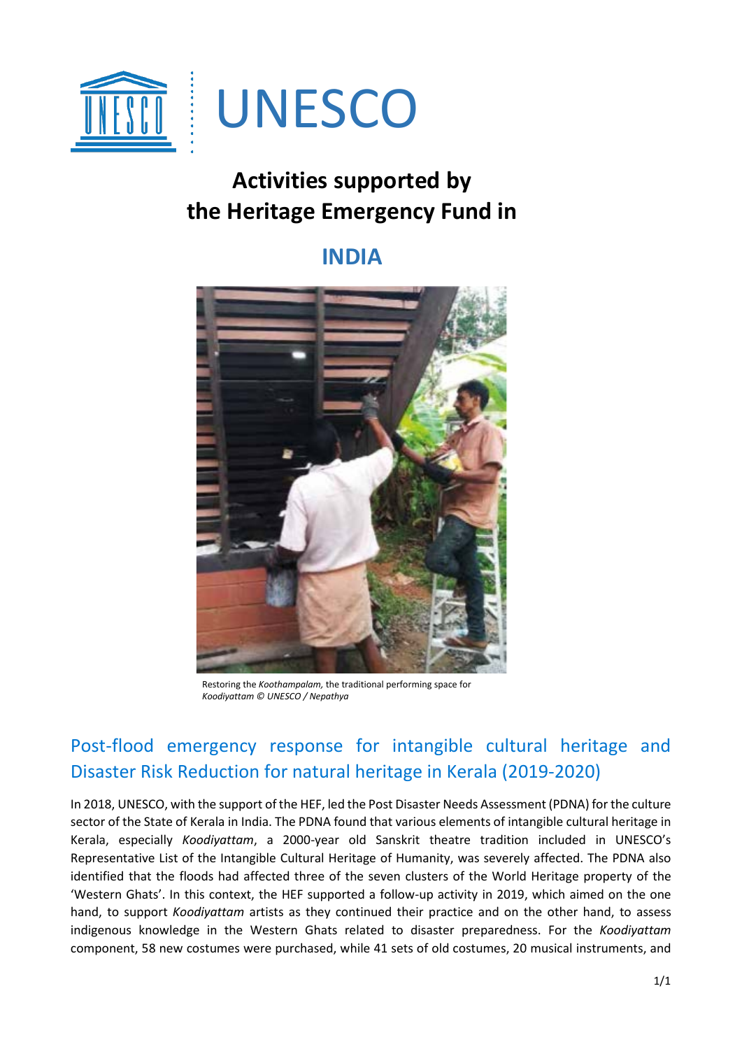UNESCO

# Activities supported by the Heritage Emergency Fund in

# INDIA

Restoring the *Koothampalam,* the traditional performing space for *Koodiyattam © UNESCO / Nepathya*

## Post-flood emergency response for intangible cultural heritage and Disaster Risk Reduction for natural heritage in Kerala (2019-2020)

In 2018, UNESCO, with the support of the HEF, led the Post Disaster Needs Assessment (PDNA) for the culture sector of the State of Kerala in India. The PDNA found that various elements of intangible cultural heritage in Kerala, especially *Koodiyattam*, a 2000-year old Sanskrit theatre tradition included in UNESCO's Representative List of the Intangible Cultural Heritage of Humanity, was severely affected. The PDNA also identified that the floods had affected three of the seven clusters of the World Heritage property of the 'Western Ghats'. In this context, the HEF supported a follow-up activity in 2019, which aimed on the one hand, to support *Koodiyattam* artists as they continued their practice and on the other hand, to assess indigenous knowledge in the Western Ghats related to disaster preparedness. For the *Koodiyattam* component, 58 new costumes were purchased, while 41 sets of old costumes, 20 musical instruments, and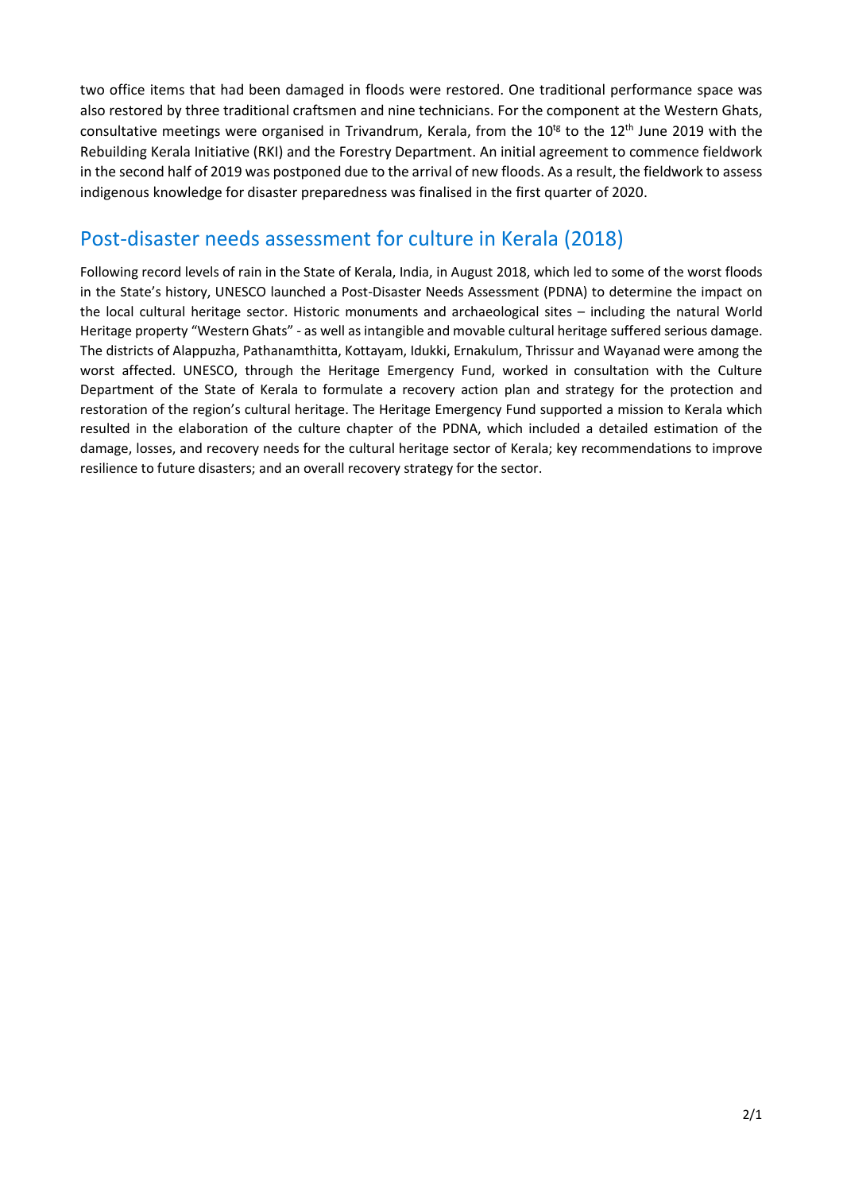two office items that had been damaged in floods were restored. One traditional performance space was also restored by three traditional craftsmen and nine technicians. For the component at the Western Ghats, consultative meetings were organised in Trivandrum, Kerala, from the 10[tg] to the 12[th] June 2019 with the Rebuilding Kerala Initiative (RKI) and the Forestry Department. An initial agreement to commence fieldwork in the second half of 2019 was postponed due to the arrival of new floods. As a result, the fieldwork to assess indigenous knowledge for disaster preparedness was finalised in the first quarter of 2020.

## Post-disaster needs assessment for culture in Kerala (2018)

Following record levels of rain in the State of Kerala, India, in August 2018, which led to some of the worst floods in the State's history, UNESCO launched a Post-Disaster Needs Assessment (PDNA) to determine the impact on the local cultural heritage sector. Historic monuments and archaeological sites – including the natural World Heritage property "Western Ghats" - as well as intangible and movable cultural heritage suffered serious damage. The districts of Alappuzha, Pathanamthitta, Kottayam, Idukki, Ernakulum, Thrissur and Wayanad were among the worst affected. UNESCO, through the Heritage Emergency Fund, worked in consultation with the Culture Department of the State of Kerala to formulate a recovery action plan and strategy for the protection and restoration of the region's cultural heritage. The Heritage Emergency Fund supported a mission to Kerala which resulted in the elaboration of the culture chapter of the PDNA, which included a detailed estimation of the damage, losses, and recovery needs for the cultural heritage sector of Kerala; key recommendations to improve resilience to future disasters; and an overall recovery strategy for the sector.